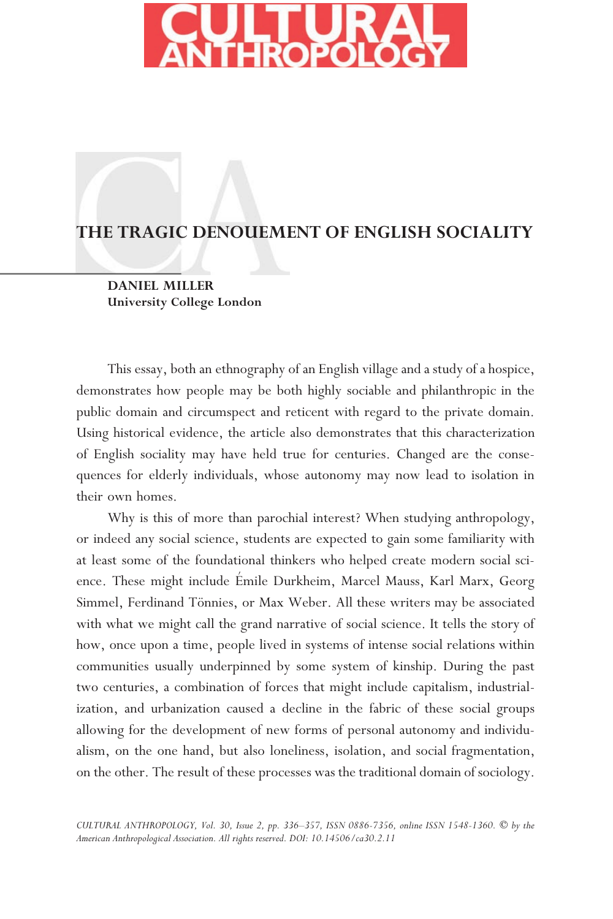# THE TRAGIC DENOUEMENT OF ENGLISH SOCIALITY

**DANIEL MILLER**
**University College London**

This essay, both an ethnography of an English village and a study of a hospice, demonstrates how people may be both highly sociable and philanthropic in the public domain and circumspect and reticent with regard to the private domain. Using historical evidence, the article also demonstrates that this characterization of English sociality may have held true for centuries. Changed are the consequences for elderly individuals, whose autonomy may now lead to isolation in their own homes.

Why is this of more than parochial interest? When studying anthropology, or indeed any social science, students are expected to gain some familiarity with at least some of the foundational thinkers who helped create modern social science. These might include Émile Durkheim, Marcel Mauss, Karl Marx, Georg Simmel, Ferdinand Tönnies, or Max Weber. All these writers may be associated with what we might call the grand narrative of social science. It tells the story of how, once upon a time, people lived in systems of intense social relations within communities usually underpinned by some system of kinship. During the past two centuries, a combination of forces that might include capitalism, industrialization, and urbanization caused a decline in the fabric of these social groups allowing for the development of new forms of personal autonomy and individualism, on the one hand, but also loneliness, isolation, and social fragmentation, on the other. The result of these processes was the traditional domain of sociology.

*CULTURAL ANTHROPOLOGY, Vol. 30, Issue 2, pp. 336–357, ISSN 0886-7356, online ISSN 1548-1360. © by the American Anthropological Association. All rights reserved. DOI: 10.14506/ca30.2.11*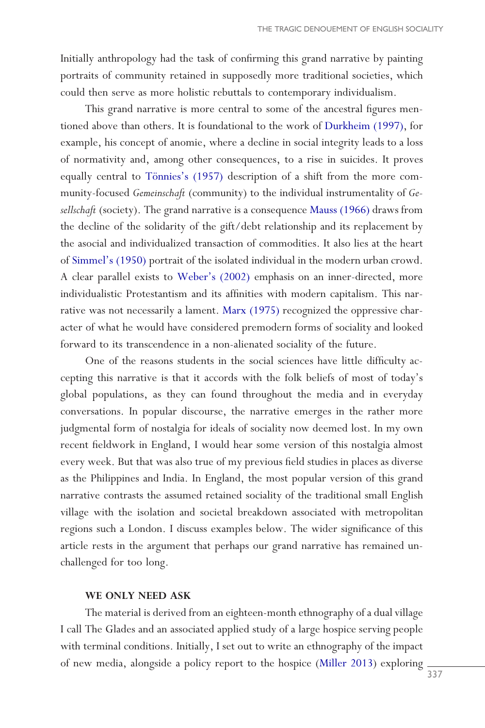Initially anthropology had the task of confirming this grand narrative by painting portraits of community retained in supposedly more traditional societies, which could then serve as more holistic rebuttals to contemporary individualism.

This grand narrative is more central to some of the ancestral figures mentioned above than others. It is foundational to the work of Durkheim (1997), for example, his concept of anomie, where a decline in social integrity leads to a loss of normativity and, among other consequences, to a rise in suicides. It proves equally central to Tönnies's (1957) description of a shift from the more community-focused *Gemeinschaft* (community) to the individual instrumentality of *Gesellschaft* (society). The grand narrative is a consequence Mauss (1966) draws from the decline of the solidarity of the gift/debt relationship and its replacement by the asocial and individualized transaction of commodities. It also lies at the heart of Simmel's (1950) portrait of the isolated individual in the modern urban crowd. A clear parallel exists to Weber's (2002) emphasis on an inner-directed, more individualistic Protestantism and its affinities with modern capitalism. This narrative was not necessarily a lament. Marx (1975) recognized the oppressive character of what he would have considered premodern forms of sociality and looked forward to its transcendence in a non-alienated sociality of the future.

One of the reasons students in the social sciences have little difficulty accepting this narrative is that it accords with the folk beliefs of most of today's global populations, as they can found throughout the media and in everyday conversations. In popular discourse, the narrative emerges in the rather more judgmental form of nostalgia for ideals of sociality now deemed lost. In my own recent fieldwork in England, I would hear some version of this nostalgia almost every week. But that was also true of my previous field studies in places as diverse as the Philippines and India. In England, the most popular version of this grand narrative contrasts the assumed retained sociality of the traditional small English village with the isolation and societal breakdown associated with metropolitan regions such a London. I discuss examples below. The wider significance of this article rests in the argument that perhaps our grand narrative has remained unchallenged for too long.

## WE ONLY NEED ASK

The material is derived from an eighteen-month ethnography of a dual village I call The Glades and an associated applied study of a large hospice serving people with terminal conditions. Initially, I set out to write an ethnography of the impact of new media, alongside a policy report to the hospice (Miller 2013) exploring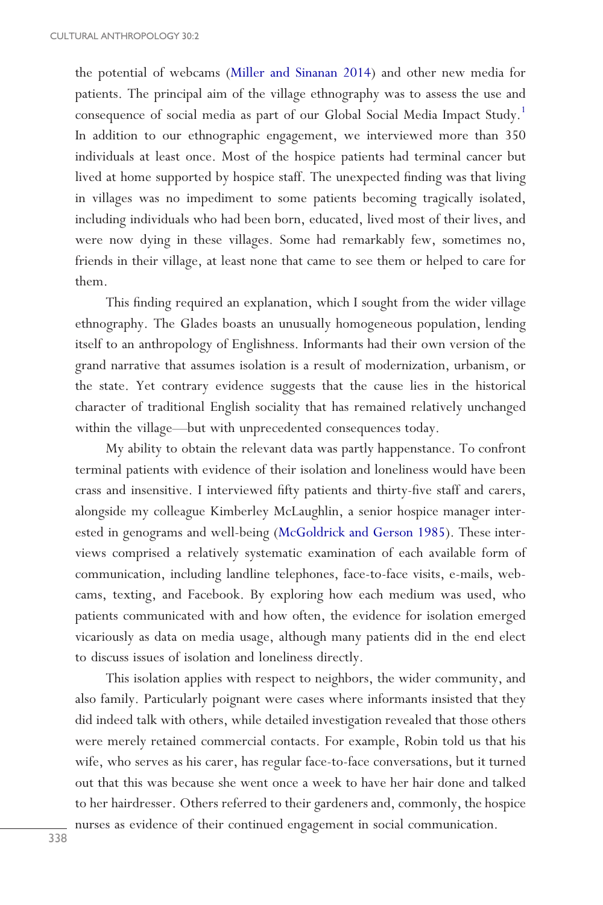the potential of webcams (Miller and Sinanan 2014) and other new media for patients. The principal aim of the village ethnography was to assess the use and consequence of social media as part of our Global Social Media Impact Study.[1] In addition to our ethnographic engagement, we interviewed more than 350 individuals at least once. Most of the hospice patients had terminal cancer but lived at home supported by hospice staff. The unexpected finding was that living in villages was no impediment to some patients becoming tragically isolated, including individuals who had been born, educated, lived most of their lives, and were now dying in these villages. Some had remarkably few, sometimes no, friends in their village, at least none that came to see them or helped to care for them.

This finding required an explanation, which I sought from the wider village ethnography. The Glades boasts an unusually homogeneous population, lending itself to an anthropology of Englishness. Informants had their own version of the grand narrative that assumes isolation is a result of modernization, urbanism, or the state. Yet contrary evidence suggests that the cause lies in the historical character of traditional English sociality that has remained relatively unchanged within the village—but with unprecedented consequences today.

My ability to obtain the relevant data was partly happenstance. To confront terminal patients with evidence of their isolation and loneliness would have been crass and insensitive. I interviewed fifty patients and thirty-five staff and carers, alongside my colleague Kimberley McLaughlin, a senior hospice manager interested in genograms and well-being (McGoldrick and Gerson 1985). These interviews comprised a relatively systematic examination of each available form of communication, including landline telephones, face-to-face visits, e-mails, webcams, texting, and Facebook. By exploring how each medium was used, who patients communicated with and how often, the evidence for isolation emerged vicariously as data on media usage, although many patients did in the end elect to discuss issues of isolation and loneliness directly.

This isolation applies with respect to neighbors, the wider community, and also family. Particularly poignant were cases where informants insisted that they did indeed talk with others, while detailed investigation revealed that those others were merely retained commercial contacts. For example, Robin told us that his wife, who serves as his carer, has regular face-to-face conversations, but it turned out that this was because she went once a week to have her hair done and talked to her hairdresser. Others referred to their gardeners and, commonly, the hospice nurses as evidence of their continued engagement in social communication.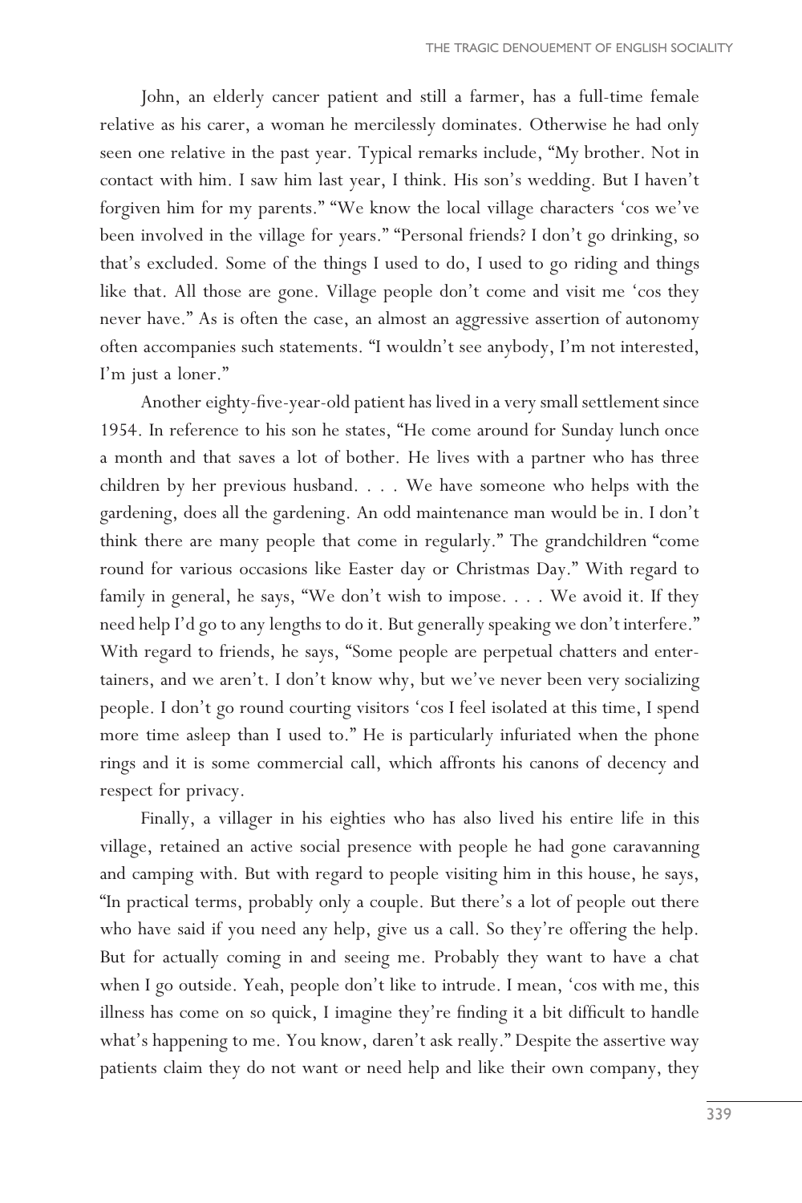John, an elderly cancer patient and still a farmer, has a full-time female relative as his carer, a woman he mercilessly dominates. Otherwise he had only seen one relative in the past year. Typical remarks include, "My brother. Not in contact with him. I saw him last year, I think. His son's wedding. But I haven't forgiven him for my parents." "We know the local village characters 'cos we've been involved in the village for years." "Personal friends? I don't go drinking, so that's excluded. Some of the things I used to do, I used to go riding and things like that. All those are gone. Village people don't come and visit me 'cos they never have." As is often the case, an almost an aggressive assertion of autonomy often accompanies such statements. "I wouldn't see anybody, I'm not interested, I'm just a loner."

Another eighty-five-year-old patient has lived in a very small settlement since 1954. In reference to his son he states, "He come around for Sunday lunch once a month and that saves a lot of bother. He lives with a partner who has three children by her previous husband. . . . We have someone who helps with the gardening, does all the gardening. An odd maintenance man would be in. I don't think there are many people that come in regularly." The grandchildren "come round for various occasions like Easter day or Christmas Day." With regard to family in general, he says, "We don't wish to impose. . . . We avoid it. If they need help I'd go to any lengths to do it. But generally speaking we don't interfere." With regard to friends, he says, "Some people are perpetual chatters and entertainers, and we aren't. I don't know why, but we've never been very socializing people. I don't go round courting visitors 'cos I feel isolated at this time, I spend more time asleep than I used to." He is particularly infuriated when the phone rings and it is some commercial call, which affronts his canons of decency and respect for privacy.

Finally, a villager in his eighties who has also lived his entire life in this village, retained an active social presence with people he had gone caravanning and camping with. But with regard to people visiting him in this house, he says, "In practical terms, probably only a couple. But there's a lot of people out there who have said if you need any help, give us a call. So they're offering the help. But for actually coming in and seeing me. Probably they want to have a chat when I go outside. Yeah, people don't like to intrude. I mean, 'cos with me, this illness has come on so quick, I imagine they're finding it a bit difficult to handle what's happening to me. You know, daren't ask really." Despite the assertive way patients claim they do not want or need help and like their own company, they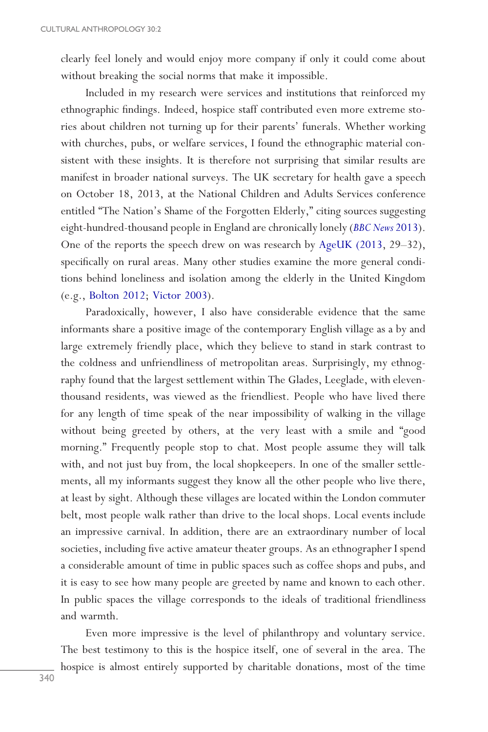clearly feel lonely and would enjoy more company if only it could come about without breaking the social norms that make it impossible.

Included in my research were services and institutions that reinforced my ethnographic findings. Indeed, hospice staff contributed even more extreme stories about children not turning up for their parents' funerals. Whether working with churches, pubs, or welfare services, I found the ethnographic material consistent with these insights. It is therefore not surprising that similar results are manifest in broader national surveys. The UK secretary for health gave a speech on October 18, 2013, at the National Children and Adults Services conference entitled "The Nation's Shame of the Forgotten Elderly," citing sources suggesting eight-hundred-thousand people in England are chronically lonely (*BBC News* 2013). One of the reports the speech drew on was research by AgeUK (2013, 29–32), specifically on rural areas. Many other studies examine the more general conditions behind loneliness and isolation among the elderly in the United Kingdom (e.g., Bolton 2012; Victor 2003).

Paradoxically, however, I also have considerable evidence that the same informants share a positive image of the contemporary English village as a by and large extremely friendly place, which they believe to stand in stark contrast to the coldness and unfriendliness of metropolitan areas. Surprisingly, my ethnography found that the largest settlement within The Glades, Leeglade, with eleven-thousand residents, was viewed as the friendliest. People who have lived there for any length of time speak of the near impossibility of walking in the village without being greeted by others, at the very least with a smile and "good morning." Frequently people stop to chat. Most people assume they will talk with, and not just buy from, the local shopkeepers. In one of the smaller settlements, all my informants suggest they know all the other people who live there, at least by sight. Although these villages are located within the London commuter belt, most people walk rather than drive to the local shops. Local events include an impressive carnival. In addition, there are an extraordinary number of local societies, including five active amateur theater groups. As an ethnographer I spend a considerable amount of time in public spaces such as coffee shops and pubs, and it is easy to see how many people are greeted by name and known to each other. In public spaces the village corresponds to the ideals of traditional friendliness and warmth.

Even more impressive is the level of philanthropy and voluntary service. The best testimony to this is the hospice itself, one of several in the area. The hospice is almost entirely supported by charitable donations, most of the time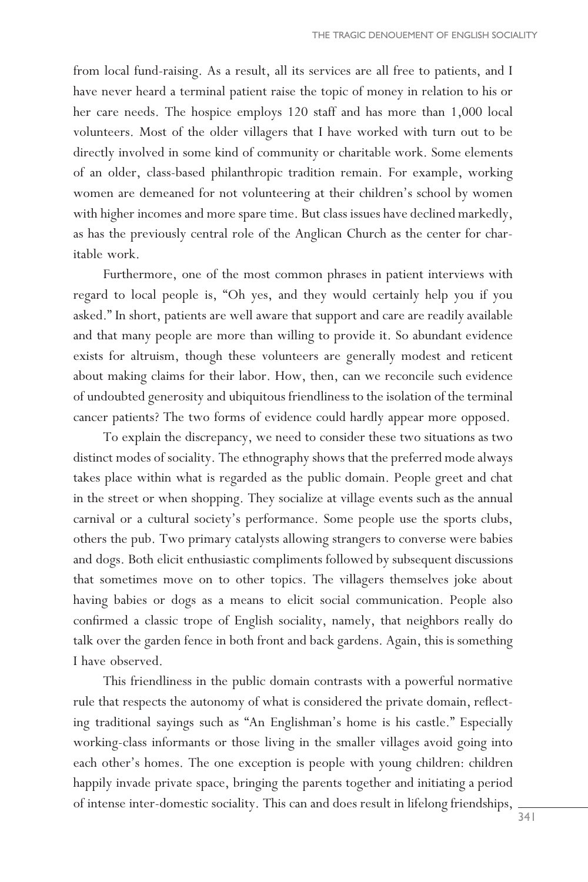from local fund-raising. As a result, all its services are all free to patients, and I have never heard a terminal patient raise the topic of money in relation to his or her care needs. The hospice employs 120 staff and has more than 1,000 local volunteers. Most of the older villagers that I have worked with turn out to be directly involved in some kind of community or charitable work. Some elements of an older, class-based philanthropic tradition remain. For example, working women are demeaned for not volunteering at their children's school by women with higher incomes and more spare time. But class issues have declined markedly, as has the previously central role of the Anglican Church as the center for charitable work.

Furthermore, one of the most common phrases in patient interviews with regard to local people is, "Oh yes, and they would certainly help you if you asked." In short, patients are well aware that support and care are readily available and that many people are more than willing to provide it. So abundant evidence exists for altruism, though these volunteers are generally modest and reticent about making claims for their labor. How, then, can we reconcile such evidence of undoubted generosity and ubiquitous friendliness to the isolation of the terminal cancer patients? The two forms of evidence could hardly appear more opposed.

To explain the discrepancy, we need to consider these two situations as two distinct modes of sociality. The ethnography shows that the preferred mode always takes place within what is regarded as the public domain. People greet and chat in the street or when shopping. They socialize at village events such as the annual carnival or a cultural society's performance. Some people use the sports clubs, others the pub. Two primary catalysts allowing strangers to converse were babies and dogs. Both elicit enthusiastic compliments followed by subsequent discussions that sometimes move on to other topics. The villagers themselves joke about having babies or dogs as a means to elicit social communication. People also confirmed a classic trope of English sociality, namely, that neighbors really do talk over the garden fence in both front and back gardens. Again, this is something I have observed.

This friendliness in the public domain contrasts with a powerful normative rule that respects the autonomy of what is considered the private domain, reflecting traditional sayings such as "An Englishman's home is his castle." Especially working-class informants or those living in the smaller villages avoid going into each other's homes. The one exception is people with young children: children happily invade private space, bringing the parents together and initiating a period of intense inter-domestic sociality. This can and does result in lifelong friendships,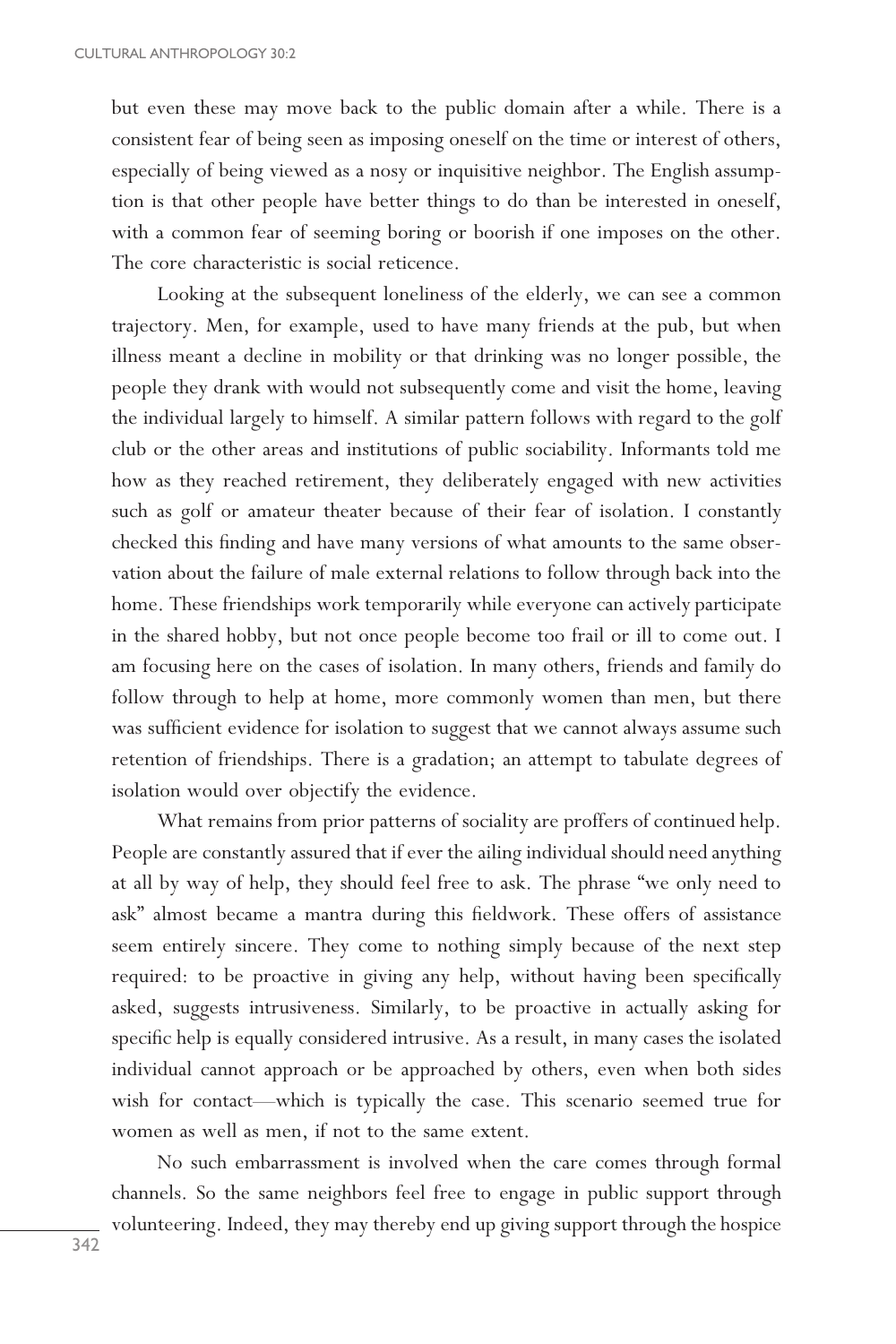but even these may move back to the public domain after a while. There is a consistent fear of being seen as imposing oneself on the time or interest of others, especially of being viewed as a nosy or inquisitive neighbor. The English assumption is that other people have better things to do than be interested in oneself, with a common fear of seeming boring or boorish if one imposes on the other. The core characteristic is social reticence.

Looking at the subsequent loneliness of the elderly, we can see a common trajectory. Men, for example, used to have many friends at the pub, but when illness meant a decline in mobility or that drinking was no longer possible, the people they drank with would not subsequently come and visit the home, leaving the individual largely to himself. A similar pattern follows with regard to the golf club or the other areas and institutions of public sociability. Informants told me how as they reached retirement, they deliberately engaged with new activities such as golf or amateur theater because of their fear of isolation. I constantly checked this finding and have many versions of what amounts to the same observation about the failure of male external relations to follow through back into the home. These friendships work temporarily while everyone can actively participate in the shared hobby, but not once people become too frail or ill to come out. I am focusing here on the cases of isolation. In many others, friends and family do follow through to help at home, more commonly women than men, but there was sufficient evidence for isolation to suggest that we cannot always assume such retention of friendships. There is a gradation; an attempt to tabulate degrees of isolation would over objectify the evidence.

What remains from prior patterns of sociality are proffers of continued help. People are constantly assured that if ever the ailing individual should need anything at all by way of help, they should feel free to ask. The phrase "we only need to ask" almost became a mantra during this fieldwork. These offers of assistance seem entirely sincere. They come to nothing simply because of the next step required: to be proactive in giving any help, without having been specifically asked, suggests intrusiveness. Similarly, to be proactive in actually asking for specific help is equally considered intrusive. As a result, in many cases the isolated individual cannot approach or be approached by others, even when both sides wish for contact—which is typically the case. This scenario seemed true for women as well as men, if not to the same extent.

No such embarrassment is involved when the care comes through formal channels. So the same neighbors feel free to engage in public support through volunteering. Indeed, they may thereby end up giving support through the hospice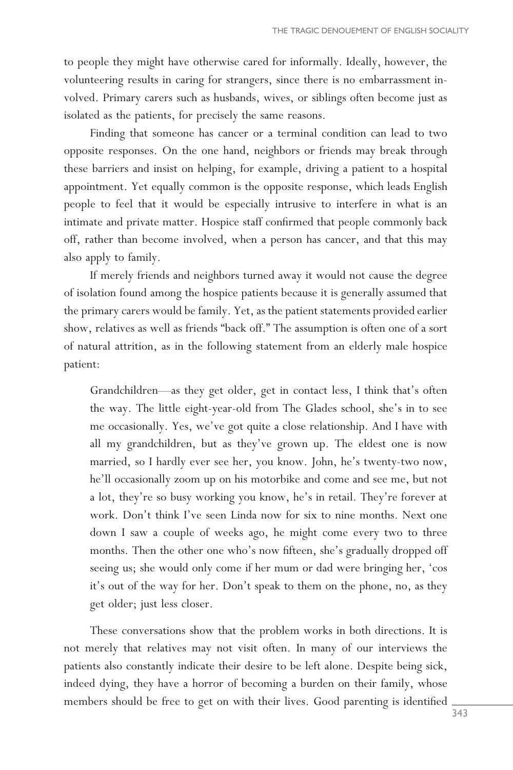to people they might have otherwise cared for informally. Ideally, however, the volunteering results in caring for strangers, since there is no embarrassment involved. Primary carers such as husbands, wives, or siblings often become just as isolated as the patients, for precisely the same reasons.

Finding that someone has cancer or a terminal condition can lead to two opposite responses. On the one hand, neighbors or friends may break through these barriers and insist on helping, for example, driving a patient to a hospital appointment. Yet equally common is the opposite response, which leads English people to feel that it would be especially intrusive to interfere in what is an intimate and private matter. Hospice staff confirmed that people commonly back off, rather than become involved, when a person has cancer, and that this may also apply to family.

If merely friends and neighbors turned away it would not cause the degree of isolation found among the hospice patients because it is generally assumed that the primary carers would be family. Yet, as the patient statements provided earlier show, relatives as well as friends "back off." The assumption is often one of a sort of natural attrition, as in the following statement from an elderly male hospice patient:

> Grandchildren—as they get older, get in contact less, I think that's often the way. The little eight-year-old from The Glades school, she's in to see me occasionally. Yes, we've got quite a close relationship. And I have with all my grandchildren, but as they've grown up. The eldest one is now married, so I hardly ever see her, you know. John, he's twenty-two now, he'll occasionally zoom up on his motorbike and come and see me, but not a lot, they're so busy working you know, he's in retail. They're forever at work. Don't think I've seen Linda now for six to nine months. Next one down I saw a couple of weeks ago, he might come every two to three months. Then the other one who's now fifteen, she's gradually dropped off seeing us; she would only come if her mum or dad were bringing her, 'cos it's out of the way for her. Don't speak to them on the phone, no, as they get older; just less closer.

These conversations show that the problem works in both directions. It is not merely that relatives may not visit often. In many of our interviews the patients also constantly indicate their desire to be left alone. Despite being sick, indeed dying, they have a horror of becoming a burden on their family, whose members should be free to get on with their lives. Good parenting is identified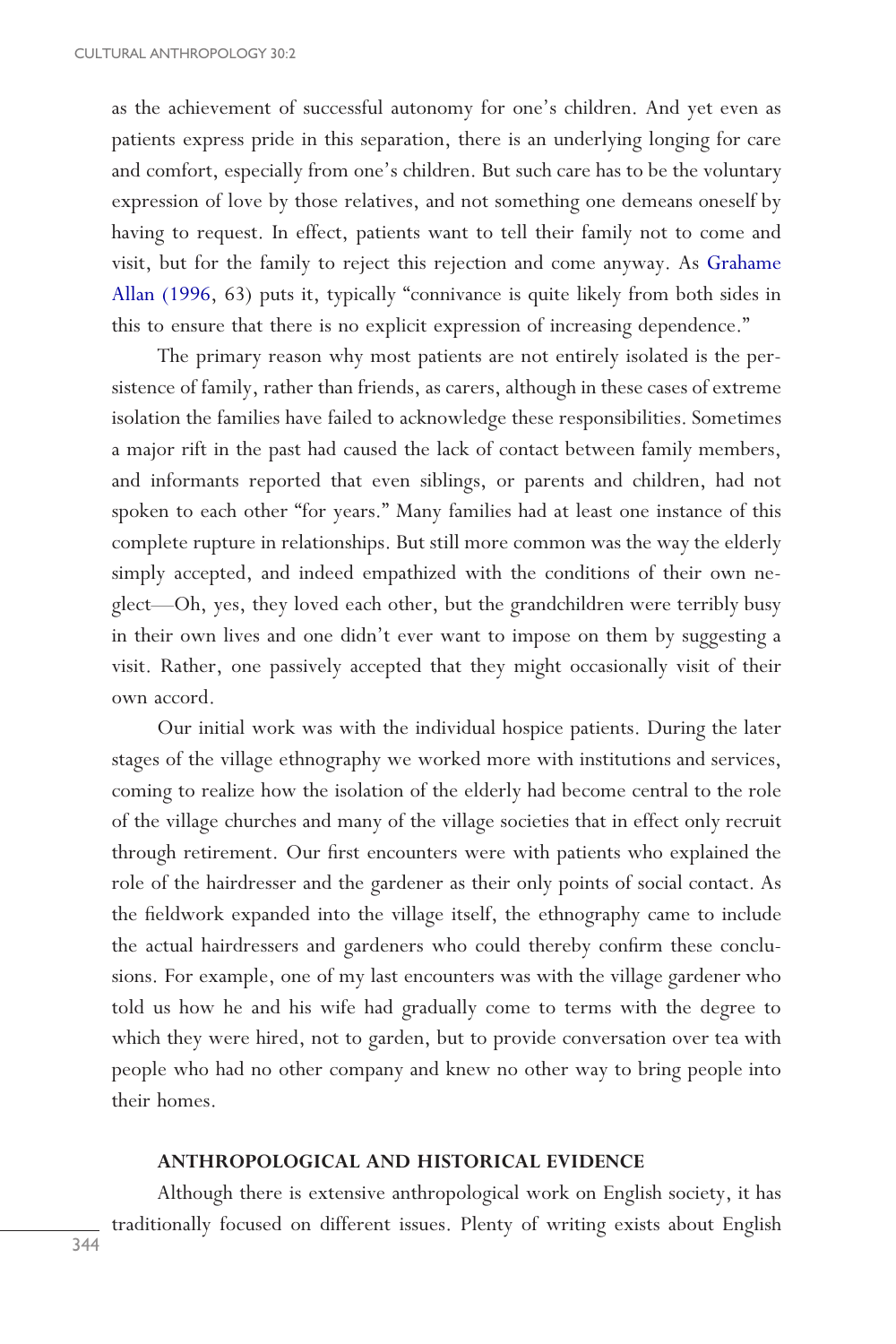as the achievement of successful autonomy for one's children. And yet even as patients express pride in this separation, there is an underlying longing for care and comfort, especially from one's children. But such care has to be the voluntary expression of love by those relatives, and not something one demeans oneself by having to request. In effect, patients want to tell their family not to come and visit, but for the family to reject this rejection and come anyway. As Grahame Allan (1996, 63) puts it, typically "connivance is quite likely from both sides in this to ensure that there is no explicit expression of increasing dependence."

The primary reason why most patients are not entirely isolated is the persistence of family, rather than friends, as carers, although in these cases of extreme isolation the families have failed to acknowledge these responsibilities. Sometimes a major rift in the past had caused the lack of contact between family members, and informants reported that even siblings, or parents and children, had not spoken to each other "for years." Many families had at least one instance of this complete rupture in relationships. But still more common was the way the elderly simply accepted, and indeed empathized with the conditions of their own neglect—Oh, yes, they loved each other, but the grandchildren were terribly busy in their own lives and one didn't ever want to impose on them by suggesting a visit. Rather, one passively accepted that they might occasionally visit of their own accord.

Our initial work was with the individual hospice patients. During the later stages of the village ethnography we worked more with institutions and services, coming to realize how the isolation of the elderly had become central to the role of the village churches and many of the village societies that in effect only recruit through retirement. Our first encounters were with patients who explained the role of the hairdresser and the gardener as their only points of social contact. As the fieldwork expanded into the village itself, the ethnography came to include the actual hairdressers and gardeners who could thereby confirm these conclusions. For example, one of my last encounters was with the village gardener who told us how he and his wife had gradually come to terms with the degree to which they were hired, not to garden, but to provide conversation over tea with people who had no other company and knew no other way to bring people into their homes.

## ANTHROPOLOGICAL AND HISTORICAL EVIDENCE

Although there is extensive anthropological work on English society, it has traditionally focused on different issues. Plenty of writing exists about English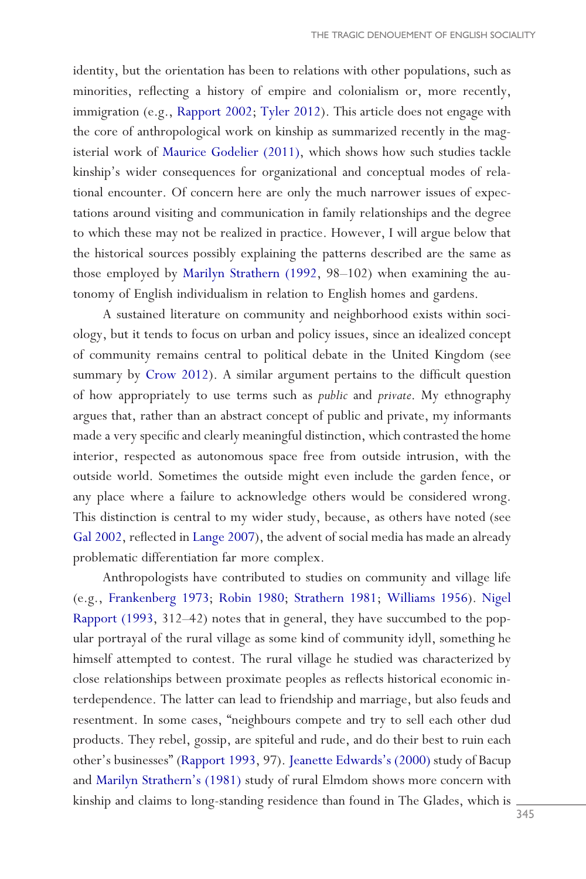identity, but the orientation has been to relations with other populations, such as minorities, reflecting a history of empire and colonialism or, more recently, immigration (e.g., Rapport 2002; Tyler 2012). This article does not engage with the core of anthropological work on kinship as summarized recently in the magisterial work of Maurice Godelier (2011), which shows how such studies tackle kinship's wider consequences for organizational and conceptual modes of relational encounter. Of concern here are only the much narrower issues of expectations around visiting and communication in family relationships and the degree to which these may not be realized in practice. However, I will argue below that the historical sources possibly explaining the patterns described are the same as those employed by Marilyn Strathern (1992, 98–102) when examining the autonomy of English individualism in relation to English homes and gardens.

A sustained literature on community and neighborhood exists within sociology, but it tends to focus on urban and policy issues, since an idealized concept of community remains central to political debate in the United Kingdom (see summary by Crow 2012). A similar argument pertains to the difficult question of how appropriately to use terms such as *public* and *private*. My ethnography argues that, rather than an abstract concept of public and private, my informants made a very specific and clearly meaningful distinction, which contrasted the home interior, respected as autonomous space free from outside intrusion, with the outside world. Sometimes the outside might even include the garden fence, or any place where a failure to acknowledge others would be considered wrong. This distinction is central to my wider study, because, as others have noted (see Gal 2002, reflected in Lange 2007), the advent of social media has made an already problematic differentiation far more complex.

Anthropologists have contributed to studies on community and village life (e.g., Frankenberg 1973; Robin 1980; Strathern 1981; Williams 1956). Nigel Rapport (1993, 312–42) notes that in general, they have succumbed to the popular portrayal of the rural village as some kind of community idyll, something he himself attempted to contest. The rural village he studied was characterized by close relationships between proximate peoples as reflects historical economic interdependence. The latter can lead to friendship and marriage, but also feuds and resentment. In some cases, "neighbours compete and try to sell each other dud products. They rebel, gossip, are spiteful and rude, and do their best to ruin each other's businesses" (Rapport 1993, 97). Jeanette Edwards's (2000) study of Bacup and Marilyn Strathern's (1981) study of rural Elmdom shows more concern with kinship and claims to long-standing residence than found in The Glades, which is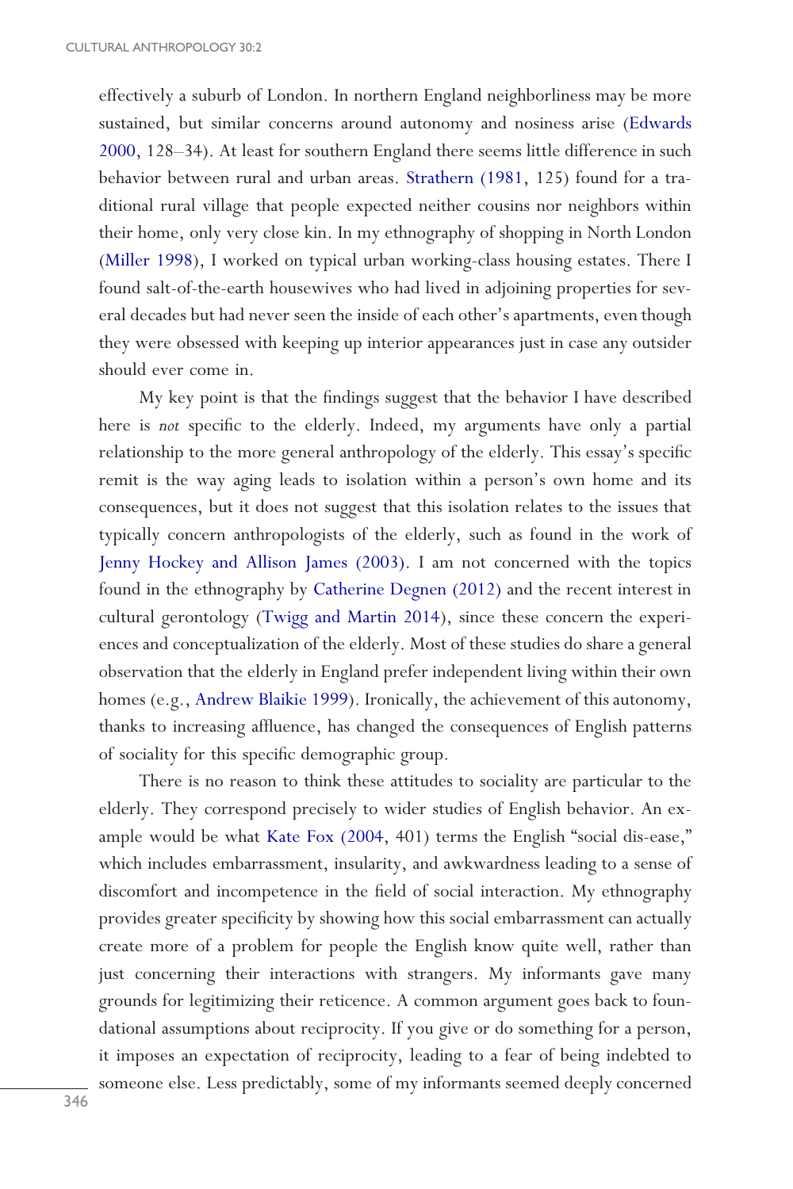effectively a suburb of London. In northern England neighborliness may be more sustained, but similar concerns around autonomy and nosiness arise (Edwards 2000, 128–34). At least for southern England there seems little difference in such behavior between rural and urban areas. Strathern (1981, 125) found for a traditional rural village that people expected neither cousins nor neighbors within their home, only very close kin. In my ethnography of shopping in North London (Miller 1998), I worked on typical urban working-class housing estates. There I found salt-of-the-earth housewives who had lived in adjoining properties for several decades but had never seen the inside of each other's apartments, even though they were obsessed with keeping up interior appearances just in case any outsider should ever come in.

My key point is that the findings suggest that the behavior I have described here is *not* specific to the elderly. Indeed, my arguments have only a partial relationship to the more general anthropology of the elderly. This essay's specific remit is the way aging leads to isolation within a person's own home and its consequences, but it does not suggest that this isolation relates to the issues that typically concern anthropologists of the elderly, such as found in the work of Jenny Hockey and Allison James (2003). I am not concerned with the topics found in the ethnography by Catherine Degnen (2012) and the recent interest in cultural gerontology (Twigg and Martin 2014), since these concern the experiences and conceptualization of the elderly. Most of these studies do share a general observation that the elderly in England prefer independent living within their own homes (e.g., Andrew Blaikie 1999). Ironically, the achievement of this autonomy, thanks to increasing affluence, has changed the consequences of English patterns of sociality for this specific demographic group.

There is no reason to think these attitudes to sociality are particular to the elderly. They correspond precisely to wider studies of English behavior. An example would be what Kate Fox (2004, 401) terms the English "social dis-ease," which includes embarrassment, insularity, and awkwardness leading to a sense of discomfort and incompetence in the field of social interaction. My ethnography provides greater specificity by showing how this social embarrassment can actually create more of a problem for people the English know quite well, rather than just concerning their interactions with strangers. My informants gave many grounds for legitimizing their reticence. A common argument goes back to foundational assumptions about reciprocity. If you give or do something for a person, it imposes an expectation of reciprocity, leading to a fear of being indebted to someone else. Less predictably, some of my informants seemed deeply concerned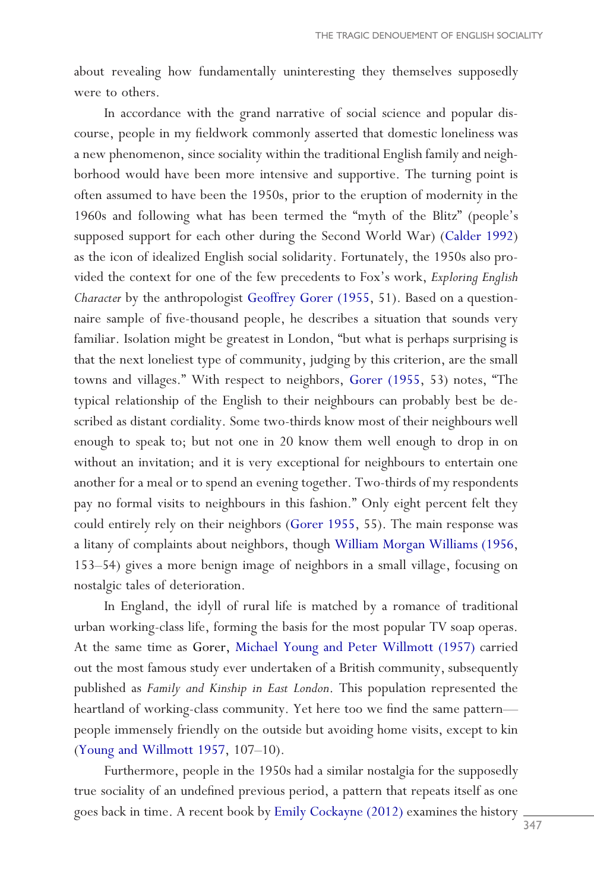about revealing how fundamentally uninteresting they themselves supposedly were to others.

In accordance with the grand narrative of social science and popular discourse, people in my fieldwork commonly asserted that domestic loneliness was a new phenomenon, since sociality within the traditional English family and neighborhood would have been more intensive and supportive. The turning point is often assumed to have been the 1950s, prior to the eruption of modernity in the 1960s and following what has been termed the "myth of the Blitz" (people's supposed support for each other during the Second World War) (Calder 1992) as the icon of idealized English social solidarity. Fortunately, the 1950s also provided the context for one of the few precedents to Fox's work, *Exploring English Character* by the anthropologist Geoffrey Gorer (1955, 51). Based on a questionnaire sample of five-thousand people, he describes a situation that sounds very familiar. Isolation might be greatest in London, "but what is perhaps surprising is that the next loneliest type of community, judging by this criterion, are the small towns and villages." With respect to neighbors, Gorer (1955, 53) notes, "The typical relationship of the English to their neighbours can probably best be described as distant cordiality. Some two-thirds know most of their neighbours well enough to speak to; but not one in 20 know them well enough to drop in on without an invitation; and it is very exceptional for neighbours to entertain one another for a meal or to spend an evening together. Two-thirds of my respondents pay no formal visits to neighbours in this fashion." Only eight percent felt they could entirely rely on their neighbors (Gorer 1955, 55). The main response was a litany of complaints about neighbors, though William Morgan Williams (1956, 153–54) gives a more benign image of neighbors in a small village, focusing on nostalgic tales of deterioration.

In England, the idyll of rural life is matched by a romance of traditional urban working-class life, forming the basis for the most popular TV soap operas. At the same time as Gorer, Michael Young and Peter Willmott (1957) carried out the most famous study ever undertaken of a British community, subsequently published as *Family and Kinship in East London*. This population represented the heartland of working-class community. Yet here too we find the same pattern—people immensely friendly on the outside but avoiding home visits, except to kin (Young and Willmott 1957, 107–10).

Furthermore, people in the 1950s had a similar nostalgia for the supposedly true sociality of an undefined previous period, a pattern that repeats itself as one goes back in time. A recent book by Emily Cockayne (2012) examines the history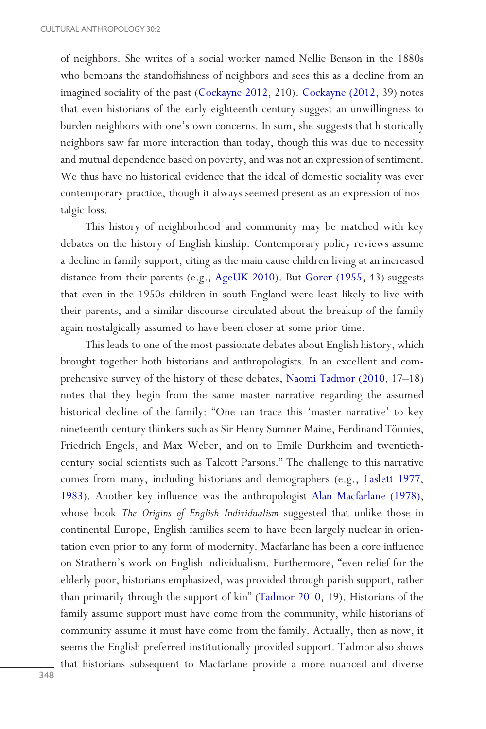of neighbors. She writes of a social worker named Nellie Benson in the 1880s who bemoans the standoffishness of neighbors and sees this as a decline from an imagined sociality of the past (Cockayne 2012, 210). Cockayne (2012, 39) notes that even historians of the early eighteenth century suggest an unwillingness to burden neighbors with one's own concerns. In sum, she suggests that historically neighbors saw far more interaction than today, though this was due to necessity and mutual dependence based on poverty, and was not an expression of sentiment. We thus have no historical evidence that the ideal of domestic sociality was ever contemporary practice, though it always seemed present as an expression of nostalgic loss.

This history of neighborhood and community may be matched with key debates on the history of English kinship. Contemporary policy reviews assume a decline in family support, citing as the main cause children living at an increased distance from their parents (e.g., AgeUK 2010). But Gorer (1955, 43) suggests that even in the 1950s children in south England were least likely to live with their parents, and a similar discourse circulated about the breakup of the family again nostalgically assumed to have been closer at some prior time.

This leads to one of the most passionate debates about English history, which brought together both historians and anthropologists. In an excellent and comprehensive survey of the history of these debates, Naomi Tadmor (2010, 17–18) notes that they begin from the same master narrative regarding the assumed historical decline of the family: "One can trace this 'master narrative' to key nineteenth-century thinkers such as Sir Henry Sumner Maine, Ferdinand Tönnies, Friedrich Engels, and Max Weber, and on to Emile Durkheim and twentieth-century social scientists such as Talcott Parsons." The challenge to this narrative comes from many, including historians and demographers (e.g., Laslett 1977, 1983). Another key influence was the anthropologist Alan Macfarlane (1978), whose book *The Origins of English Individualism* suggested that unlike those in continental Europe, English families seem to have been largely nuclear in orientation even prior to any form of modernity. Macfarlane has been a core influence on Strathern's work on English individualism. Furthermore, "even relief for the elderly poor, historians emphasized, was provided through parish support, rather than primarily through the support of kin" (Tadmor 2010, 19). Historians of the family assume support must have come from the community, while historians of community assume it must have come from the family. Actually, then as now, it seems the English preferred institutionally provided support. Tadmor also shows that historians subsequent to Macfarlane provide a more nuanced and diverse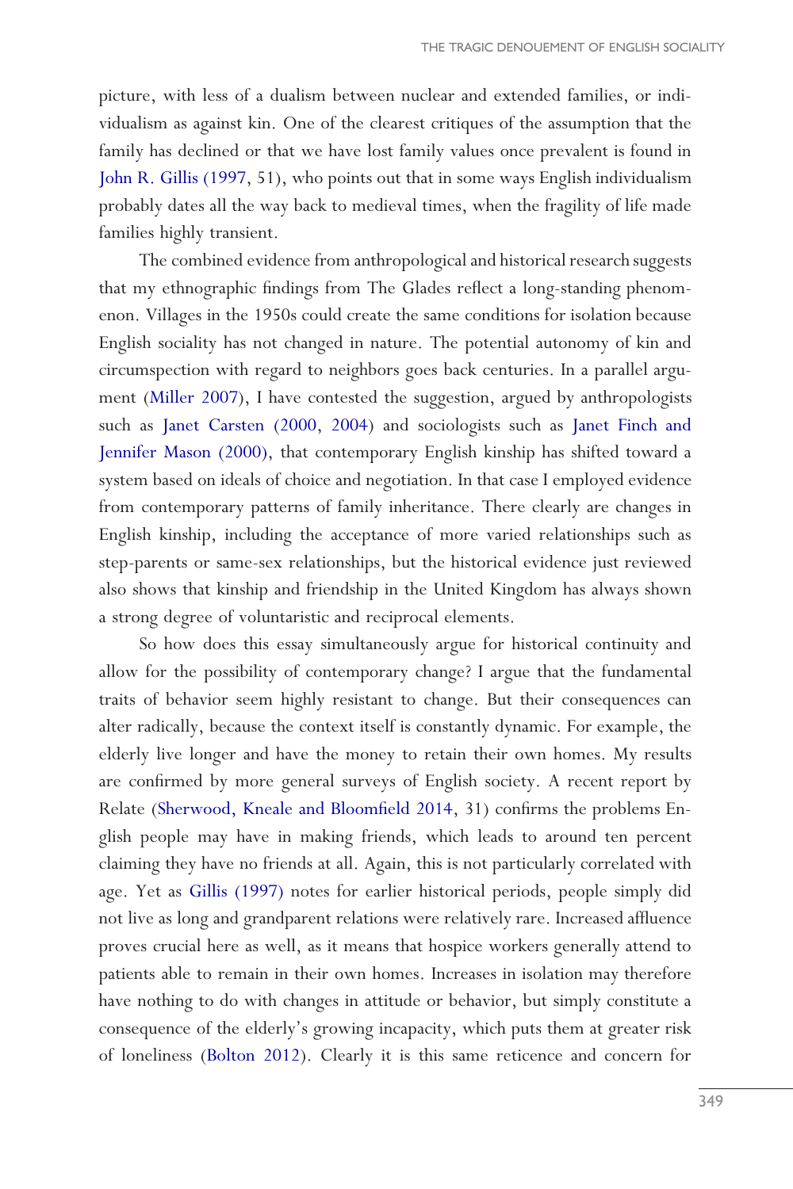picture, with less of a dualism between nuclear and extended families, or individualism as against kin. One of the clearest critiques of the assumption that the family has declined or that we have lost family values once prevalent is found in John R. Gillis (1997, 51), who points out that in some ways English individualism probably dates all the way back to medieval times, when the fragility of life made families highly transient.

The combined evidence from anthropological and historical research suggests that my ethnographic findings from The Glades reflect a long-standing phenomenon. Villages in the 1950s could create the same conditions for isolation because English sociality has not changed in nature. The potential autonomy of kin and circumspection with regard to neighbors goes back centuries. In a parallel argument (Miller 2007), I have contested the suggestion, argued by anthropologists such as Janet Carsten (2000, 2004) and sociologists such as Janet Finch and Jennifer Mason (2000), that contemporary English kinship has shifted toward a system based on ideals of choice and negotiation. In that case I employed evidence from contemporary patterns of family inheritance. There clearly are changes in English kinship, including the acceptance of more varied relationships such as step-parents or same-sex relationships, but the historical evidence just reviewed also shows that kinship and friendship in the United Kingdom has always shown a strong degree of voluntaristic and reciprocal elements.

So how does this essay simultaneously argue for historical continuity and allow for the possibility of contemporary change? I argue that the fundamental traits of behavior seem highly resistant to change. But their consequences can alter radically, because the context itself is constantly dynamic. For example, the elderly live longer and have the money to retain their own homes. My results are confirmed by more general surveys of English society. A recent report by Relate (Sherwood, Kneale and Bloomfield 2014, 31) confirms the problems English people may have in making friends, which leads to around ten percent claiming they have no friends at all. Again, this is not particularly correlated with age. Yet as Gillis (1997) notes for earlier historical periods, people simply did not live as long and grandparent relations were relatively rare. Increased affluence proves crucial here as well, as it means that hospice workers generally attend to patients able to remain in their own homes. Increases in isolation may therefore have nothing to do with changes in attitude or behavior, but simply constitute a consequence of the elderly's growing incapacity, which puts them at greater risk of loneliness (Bolton 2012). Clearly it is this same reticence and concern for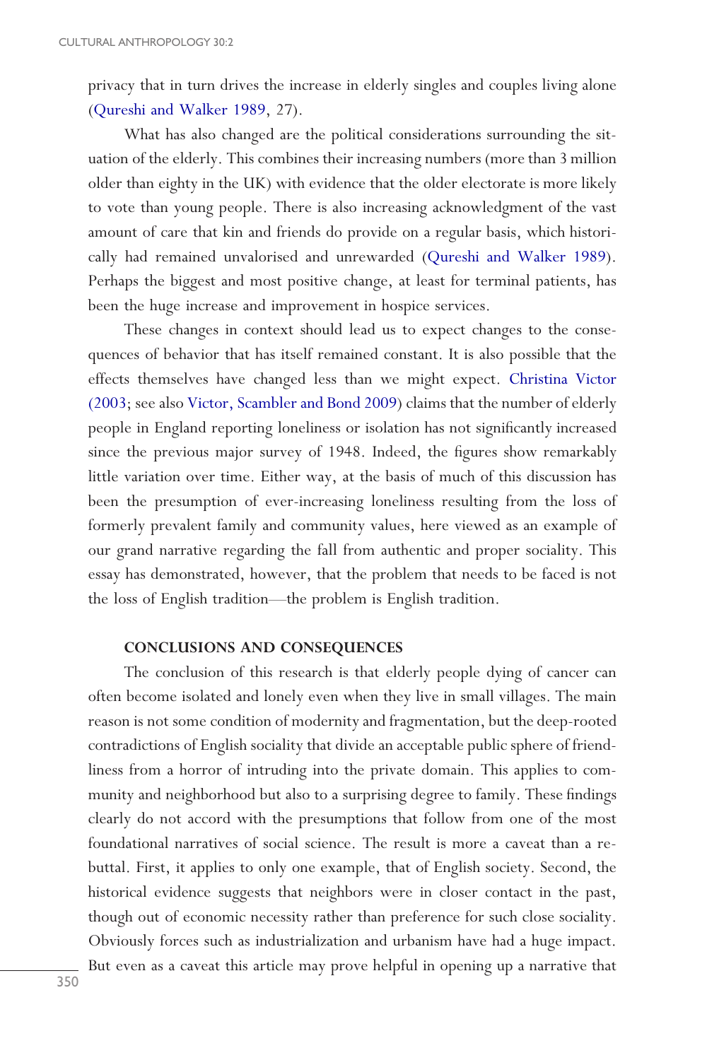privacy that in turn drives the increase in elderly singles and couples living alone (Qureshi and Walker 1989, 27).

What has also changed are the political considerations surrounding the situation of the elderly. This combines their increasing numbers (more than 3 million older than eighty in the UK) with evidence that the older electorate is more likely to vote than young people. There is also increasing acknowledgment of the vast amount of care that kin and friends do provide on a regular basis, which historically had remained unvalorised and unrewarded (Qureshi and Walker 1989). Perhaps the biggest and most positive change, at least for terminal patients, has been the huge increase and improvement in hospice services.

These changes in context should lead us to expect changes to the consequences of behavior that has itself remained constant. It is also possible that the effects themselves have changed less than we might expect. Christina Victor (2003; see also Victor, Scambler and Bond 2009) claims that the number of elderly people in England reporting loneliness or isolation has not significantly increased since the previous major survey of 1948. Indeed, the figures show remarkably little variation over time. Either way, at the basis of much of this discussion has been the presumption of ever-increasing loneliness resulting from the loss of formerly prevalent family and community values, here viewed as an example of our grand narrative regarding the fall from authentic and proper sociality. This essay has demonstrated, however, that the problem that needs to be faced is not the loss of English tradition—the problem is English tradition.

## CONCLUSIONS AND CONSEQUENCES

The conclusion of this research is that elderly people dying of cancer can often become isolated and lonely even when they live in small villages. The main reason is not some condition of modernity and fragmentation, but the deep-rooted contradictions of English sociality that divide an acceptable public sphere of friendliness from a horror of intruding into the private domain. This applies to community and neighborhood but also to a surprising degree to family. These findings clearly do not accord with the presumptions that follow from one of the most foundational narratives of social science. The result is more a caveat than a rebuttal. First, it applies to only one example, that of English society. Second, the historical evidence suggests that neighbors were in closer contact in the past, though out of economic necessity rather than preference for such close sociality. Obviously forces such as industrialization and urbanism have had a huge impact. But even as a caveat this article may prove helpful in opening up a narrative that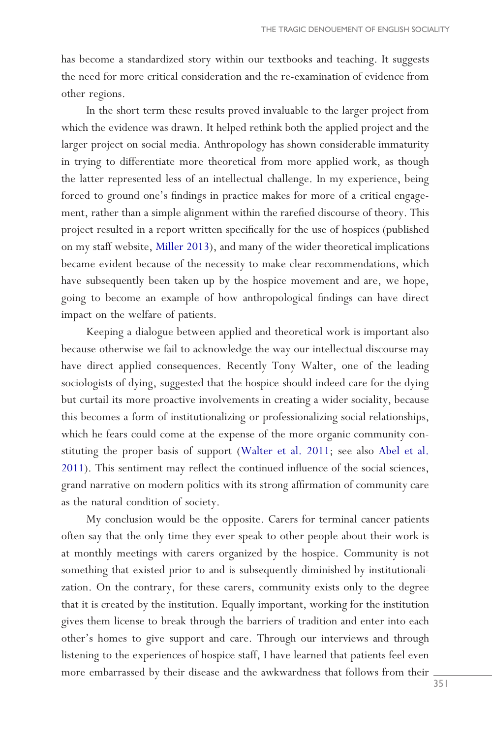has become a standardized story within our textbooks and teaching. It suggests the need for more critical consideration and the re-examination of evidence from other regions.

In the short term these results proved invaluable to the larger project from which the evidence was drawn. It helped rethink both the applied project and the larger project on social media. Anthropology has shown considerable immaturity in trying to differentiate more theoretical from more applied work, as though the latter represented less of an intellectual challenge. In my experience, being forced to ground one's findings in practice makes for more of a critical engagement, rather than a simple alignment within the rarefied discourse of theory. This project resulted in a report written specifically for the use of hospices (published on my staff website, Miller 2013), and many of the wider theoretical implications became evident because of the necessity to make clear recommendations, which have subsequently been taken up by the hospice movement and are, we hope, going to become an example of how anthropological findings can have direct impact on the welfare of patients.

Keeping a dialogue between applied and theoretical work is important also because otherwise we fail to acknowledge the way our intellectual discourse may have direct applied consequences. Recently Tony Walter, one of the leading sociologists of dying, suggested that the hospice should indeed care for the dying but curtail its more proactive involvements in creating a wider sociality, because this becomes a form of institutionalizing or professionalizing social relationships, which he fears could come at the expense of the more organic community constituting the proper basis of support (Walter et al. 2011; see also Abel et al. 2011). This sentiment may reflect the continued influence of the social sciences, grand narrative on modern politics with its strong affirmation of community care as the natural condition of society.

My conclusion would be the opposite. Carers for terminal cancer patients often say that the only time they ever speak to other people about their work is at monthly meetings with carers organized by the hospice. Community is not something that existed prior to and is subsequently diminished by institutionalization. On the contrary, for these carers, community exists only to the degree that it is created by the institution. Equally important, working for the institution gives them license to break through the barriers of tradition and enter into each other's homes to give support and care. Through our interviews and through listening to the experiences of hospice staff, I have learned that patients feel even more embarrassed by their disease and the awkwardness that follows from their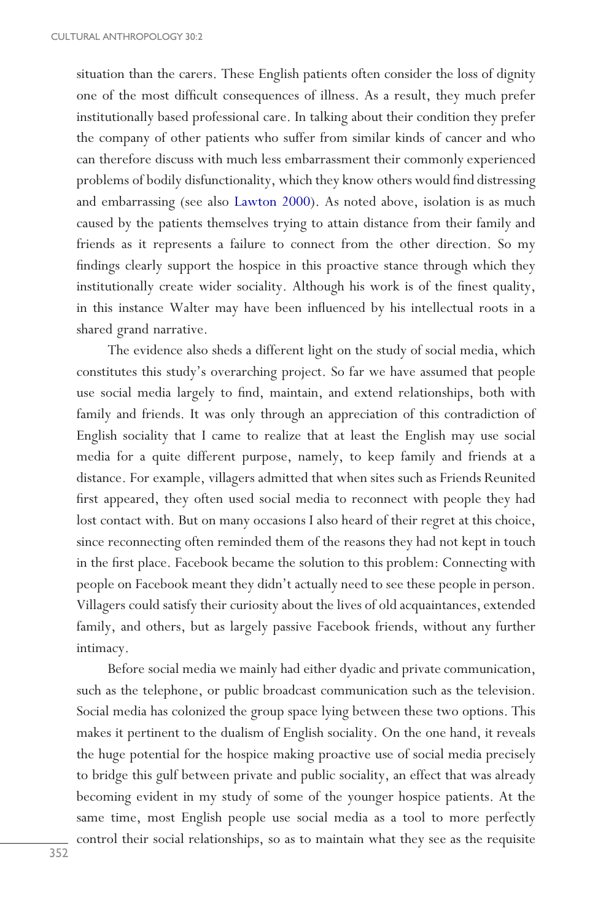situation than the carers. These English patients often consider the loss of dignity one of the most difficult consequences of illness. As a result, they much prefer institutionally based professional care. In talking about their condition they prefer the company of other patients who suffer from similar kinds of cancer and who can therefore discuss with much less embarrassment their commonly experienced problems of bodily disfunctionality, which they know others would find distressing and embarrassing (see also Lawton 2000). As noted above, isolation is as much caused by the patients themselves trying to attain distance from their family and friends as it represents a failure to connect from the other direction. So my findings clearly support the hospice in this proactive stance through which they institutionally create wider sociality. Although his work is of the finest quality, in this instance Walter may have been influenced by his intellectual roots in a shared grand narrative.

The evidence also sheds a different light on the study of social media, which constitutes this study's overarching project. So far we have assumed that people use social media largely to find, maintain, and extend relationships, both with family and friends. It was only through an appreciation of this contradiction of English sociality that I came to realize that at least the English may use social media for a quite different purpose, namely, to keep family and friends at a distance. For example, villagers admitted that when sites such as Friends Reunited first appeared, they often used social media to reconnect with people they had lost contact with. But on many occasions I also heard of their regret at this choice, since reconnecting often reminded them of the reasons they had not kept in touch in the first place. Facebook became the solution to this problem: Connecting with people on Facebook meant they didn't actually need to see these people in person. Villagers could satisfy their curiosity about the lives of old acquaintances, extended family, and others, but as largely passive Facebook friends, without any further intimacy.

Before social media we mainly had either dyadic and private communication, such as the telephone, or public broadcast communication such as the television. Social media has colonized the group space lying between these two options. This makes it pertinent to the dualism of English sociality. On the one hand, it reveals the huge potential for the hospice making proactive use of social media precisely to bridge this gulf between private and public sociality, an effect that was already becoming evident in my study of some of the younger hospice patients. At the same time, most English people use social media as a tool to more perfectly control their social relationships, so as to maintain what they see as the requisite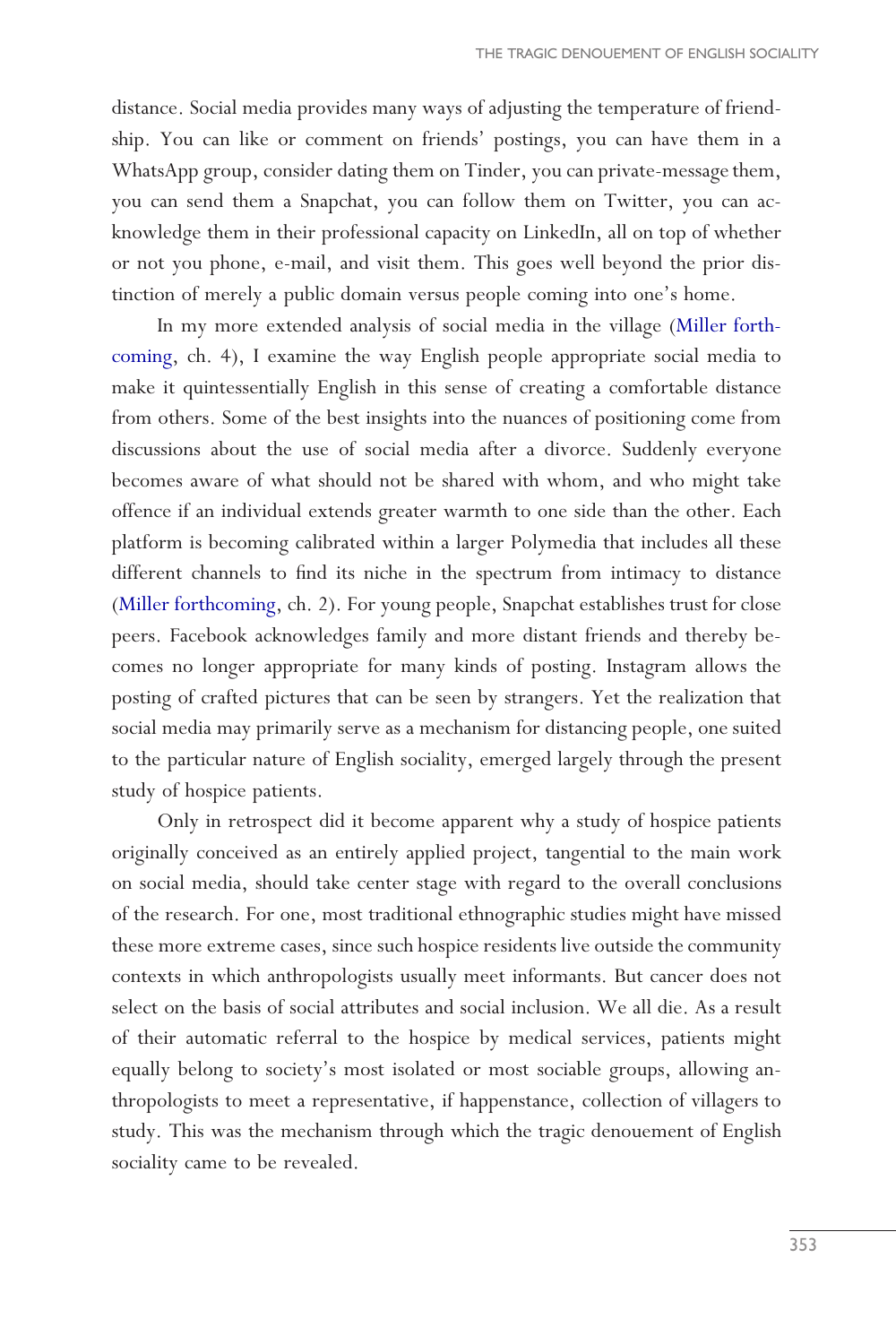distance. Social media provides many ways of adjusting the temperature of friendship. You can like or comment on friends' postings, you can have them in a WhatsApp group, consider dating them on Tinder, you can private-message them, you can send them a Snapchat, you can follow them on Twitter, you can acknowledge them in their professional capacity on LinkedIn, all on top of whether or not you phone, e-mail, and visit them. This goes well beyond the prior distinction of merely a public domain versus people coming into one's home.

In my more extended analysis of social media in the village (Miller forthcoming, ch. 4), I examine the way English people appropriate social media to make it quintessentially English in this sense of creating a comfortable distance from others. Some of the best insights into the nuances of positioning come from discussions about the use of social media after a divorce. Suddenly everyone becomes aware of what should not be shared with whom, and who might take offence if an individual extends greater warmth to one side than the other. Each platform is becoming calibrated within a larger Polymedia that includes all these different channels to find its niche in the spectrum from intimacy to distance (Miller forthcoming, ch. 2). For young people, Snapchat establishes trust for close peers. Facebook acknowledges family and more distant friends and thereby becomes no longer appropriate for many kinds of posting. Instagram allows the posting of crafted pictures that can be seen by strangers. Yet the realization that social media may primarily serve as a mechanism for distancing people, one suited to the particular nature of English sociality, emerged largely through the present study of hospice patients.

Only in retrospect did it become apparent why a study of hospice patients originally conceived as an entirely applied project, tangential to the main work on social media, should take center stage with regard to the overall conclusions of the research. For one, most traditional ethnographic studies might have missed these more extreme cases, since such hospice residents live outside the community contexts in which anthropologists usually meet informants. But cancer does not select on the basis of social attributes and social inclusion. We all die. As a result of their automatic referral to the hospice by medical services, patients might equally belong to society's most isolated or most sociable groups, allowing anthropologists to meet a representative, if happenstance, collection of villagers to study. This was the mechanism through which the tragic denouement of English sociality came to be revealed.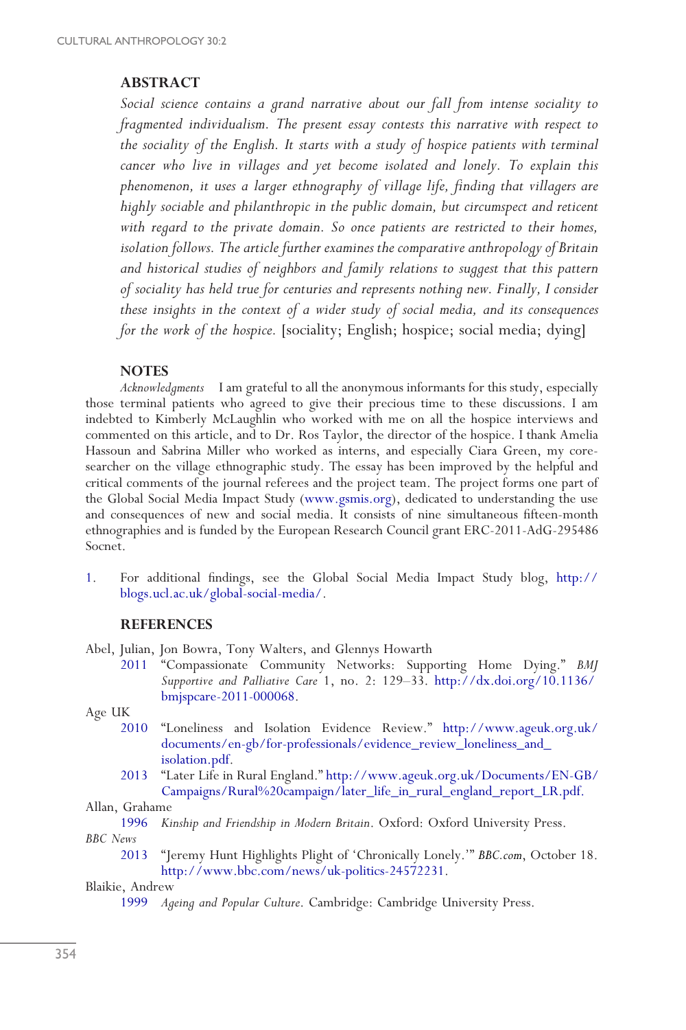## ABSTRACT

*Social science contains a grand narrative about our fall from intense sociality to fragmented individualism. The present essay contests this narrative with respect to the sociality of the English. It starts with a study of hospice patients with terminal cancer who live in villages and yet become isolated and lonely. To explain this phenomenon, it uses a larger ethnography of village life, finding that villagers are highly sociable and philanthropic in the public domain, but circumspect and reticent with regard to the private domain. So once patients are restricted to their homes, isolation follows. The article further examines the comparative anthropology of Britain and historical studies of neighbors and family relations to suggest that this pattern of sociality has held true for centuries and represents nothing new. Finally, I consider these insights in the context of a wider study of social media, and its consequences for the work of the hospice.* [sociality; English; hospice; social media; dying]

## NOTES

*Acknowledgments* I am grateful to all the anonymous informants for this study, especially those terminal patients who agreed to give their precious time to these discussions. I am indebted to Kimberly McLaughlin who worked with me on all the hospice interviews and commented on this article, and to Dr. Ros Taylor, the director of the hospice. I thank Amelia Hassoun and Sabrina Miller who worked as interns, and especially Ciara Green, my coresearcher on the village ethnographic study. The essay has been improved by the helpful and critical comments of the journal referees and the project team. The project forms one part of the Global Social Media Impact Study (www.gsmis.org), dedicated to understanding the use and consequences of new and social media. It consists of nine simultaneous fifteen-month ethnographies and is funded by the European Research Council grant ERC-2011-AdG-295486 Socnet.

1. For additional findings, see the Global Social Media Impact Study blog, http://blogs.ucl.ac.uk/global-social-media/.

## REFERENCES

Abel, Julian, Jon Bowra, Tony Walters, and Glennys Howarth
: 2011 "Compassionate Community Networks: Supporting Home Dying." *BMJ Supportive and Palliative Care* 1, no. 2: 129–33. http://dx.doi.org/10.1136/bmjspcare-2011-000068.

Age UK
: 2010 "Loneliness and Isolation Evidence Review." http://www.ageuk.org.uk/documents/en-gb/for-professionals/evidence_review_loneliness_and_isolation.pdf.
: 2013 "Later Life in Rural England." http://www.ageuk.org.uk/Documents/EN-GB/Campaigns/Rural%20campaign/later_life_in_rural_england_report_LR.pdf.

Allan, Grahame
: 1996 *Kinship and Friendship in Modern Britain*. Oxford: Oxford University Press.

*BBC News*
: 2013 "Jeremy Hunt Highlights Plight of 'Chronically Lonely.'" *BBC.com*, October 18. http://www.bbc.com/news/uk-politics-24572231.

Blaikie, Andrew
: 1999 *Ageing and Popular Culture*. Cambridge: Cambridge University Press.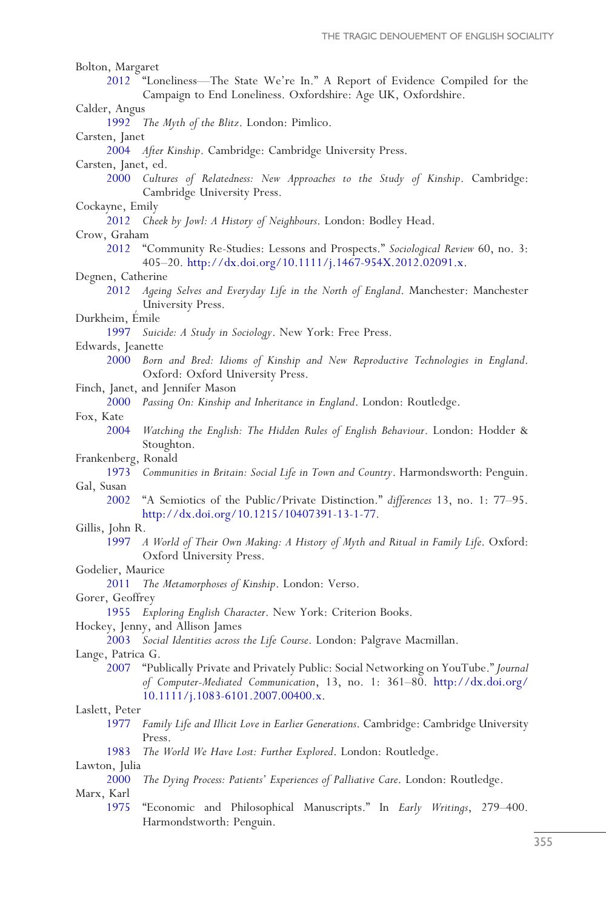Bolton, Margaret

2012 "Loneliness—The State We're In." A Report of Evidence Compiled for the Campaign to End Loneliness. Oxfordshire: Age UK, Oxfordshire.

Calder, Angus

1992 *The Myth of the Blitz*. London: Pimlico.

Carsten, Janet

2004 *After Kinship*. Cambridge: Cambridge University Press.

Carsten, Janet, ed.

2000 *Cultures of Relatedness: New Approaches to the Study of Kinship*. Cambridge: Cambridge University Press.

Cockayne, Emily

2012 *Cheek by Jowl: A History of Neighbours*. London: Bodley Head.

Crow, Graham

2012 "Community Re-Studies: Lessons and Prospects." *Sociological Review* 60, no. 3: 405–20. http://dx.doi.org/10.1111/j.1467-954X.2012.02091.x.

Degnen, Catherine

2012 *Ageing Selves and Everyday Life in the North of England*. Manchester: Manchester University Press.

Durkheim, Émile

1997 *Suicide: A Study in Sociology*. New York: Free Press.

Edwards, Jeanette

2000 *Born and Bred: Idioms of Kinship and New Reproductive Technologies in England*. Oxford: Oxford University Press.

Finch, Janet, and Jennifer Mason

2000 *Passing On: Kinship and Inheritance in England*. London: Routledge.

Fox, Kate

2004 *Watching the English: The Hidden Rules of English Behaviour*. London: Hodder & Stoughton.

Frankenberg, Ronald

1973 *Communities in Britain: Social Life in Town and Country*. Harmondsworth: Penguin.

Gal, Susan

2002 "A Semiotics of the Public/Private Distinction." *differences* 13, no. 1: 77–95. http://dx.doi.org/10.1215/10407391-13-1-77.

Gillis, John R.

1997 *A World of Their Own Making: A History of Myth and Ritual in Family Life*. Oxford: Oxford University Press.

Godelier, Maurice

2011 *The Metamorphoses of Kinship*. London: Verso.

Gorer, Geoffrey

1955 *Exploring English Character*. New York: Criterion Books.

Hockey, Jenny, and Allison James

2003 *Social Identities across the Life Course*. London: Palgrave Macmillan.

Lange, Patrica G.

2007 "Publically Private and Privately Public: Social Networking on YouTube." *Journal of Computer-Mediated Communication*, 13, no. 1: 361–80. http://dx.doi.org/10.1111/j.1083-6101.2007.00400.x.

Laslett, Peter

1977 *Family Life and Illicit Love in Earlier Generations*. Cambridge: Cambridge University Press.

1983 *The World We Have Lost: Further Explored*. London: Routledge.

Lawton, Julia

2000 *The Dying Process: Patients' Experiences of Palliative Care*. London: Routledge.

Marx, Karl

1975 "Economic and Philosophical Manuscripts." In *Early Writings*, 279–400. Harmondstworth: Penguin.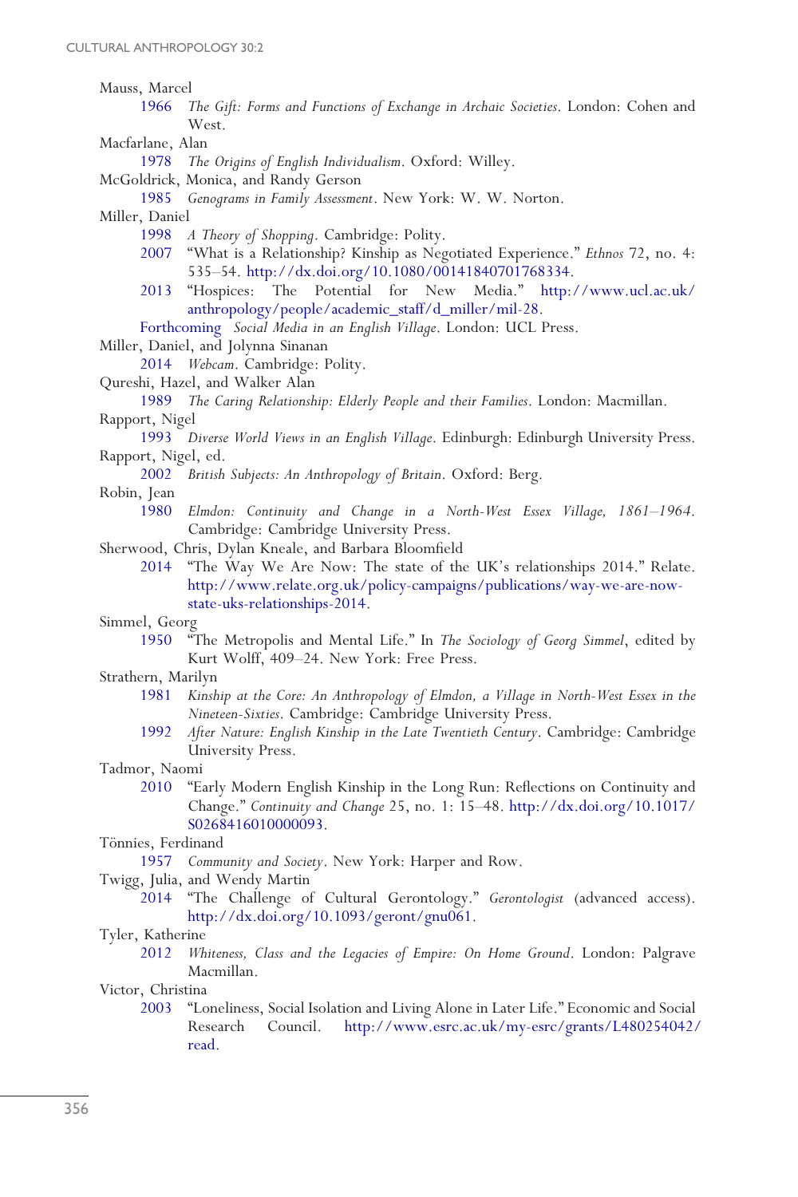Mauss, Marcel

1966 *The Gift: Forms and Functions of Exchange in Archaic Societies*. London: Cohen and West.

Macfarlane, Alan

1978 *The Origins of English Individualism*. Oxford: Willey.

McGoldrick, Monica, and Randy Gerson

1985 *Genograms in Family Assessment*. New York: W. W. Norton.

Miller, Daniel

1998 *A Theory of Shopping*. Cambridge: Polity.

2007 "What is a Relationship? Kinship as Negotiated Experience." *Ethnos* 72, no. 4: 535–54. http://dx.doi.org/10.1080/00141840701768334.

2013 "Hospices: The Potential for New Media." http://www.ucl.ac.uk/anthropology/people/academic_staff/d_miller/mil-28.

Forthcoming *Social Media in an English Village*. London: UCL Press.

Miller, Daniel, and Jolynna Sinanan

2014 *Webcam*. Cambridge: Polity.

Qureshi, Hazel, and Walker Alan

1989 *The Caring Relationship: Elderly People and their Families*. London: Macmillan.

Rapport, Nigel

1993 *Diverse World Views in an English Village*. Edinburgh: Edinburgh University Press.

Rapport, Nigel, ed.

2002 *British Subjects: An Anthropology of Britain*. Oxford: Berg.

Robin, Jean

1980 *Elmdon: Continuity and Change in a North-West Essex Village, 1861–1964*. Cambridge: Cambridge University Press.

Sherwood, Chris, Dylan Kneale, and Barbara Bloomfield

2014 "The Way We Are Now: The state of the UK's relationships 2014." Relate. http://www.relate.org.uk/policy-campaigns/publications/way-we-are-now-state-uks-relationships-2014.

Simmel, Georg

1950 "The Metropolis and Mental Life." In *The Sociology of Georg Simmel*, edited by Kurt Wolff, 409–24. New York: Free Press.

Strathern, Marilyn

1981 *Kinship at the Core: An Anthropology of Elmdon, a Village in North-West Essex in the Nineteen-Sixties*. Cambridge: Cambridge University Press.

1992 *After Nature: English Kinship in the Late Twentieth Century*. Cambridge: Cambridge University Press.

Tadmor, Naomi

2010 "Early Modern English Kinship in the Long Run: Reflections on Continuity and Change." *Continuity and Change* 25, no. 1: 15–48. http://dx.doi.org/10.1017/S0268416010000093.

Tönnies, Ferdinand

1957 *Community and Society*. New York: Harper and Row.

Twigg, Julia, and Wendy Martin

2014 "The Challenge of Cultural Gerontology." *Gerontologist* (advanced access). http://dx.doi.org/10.1093/geront/gnu061.

Tyler, Katherine

2012 *Whiteness, Class and the Legacies of Empire: On Home Ground*. London: Palgrave Macmillan.

Victor, Christina

2003 "Loneliness, Social Isolation and Living Alone in Later Life." Economic and Social Research Council. http://www.esrc.ac.uk/my-esrc/grants/L480254042/read.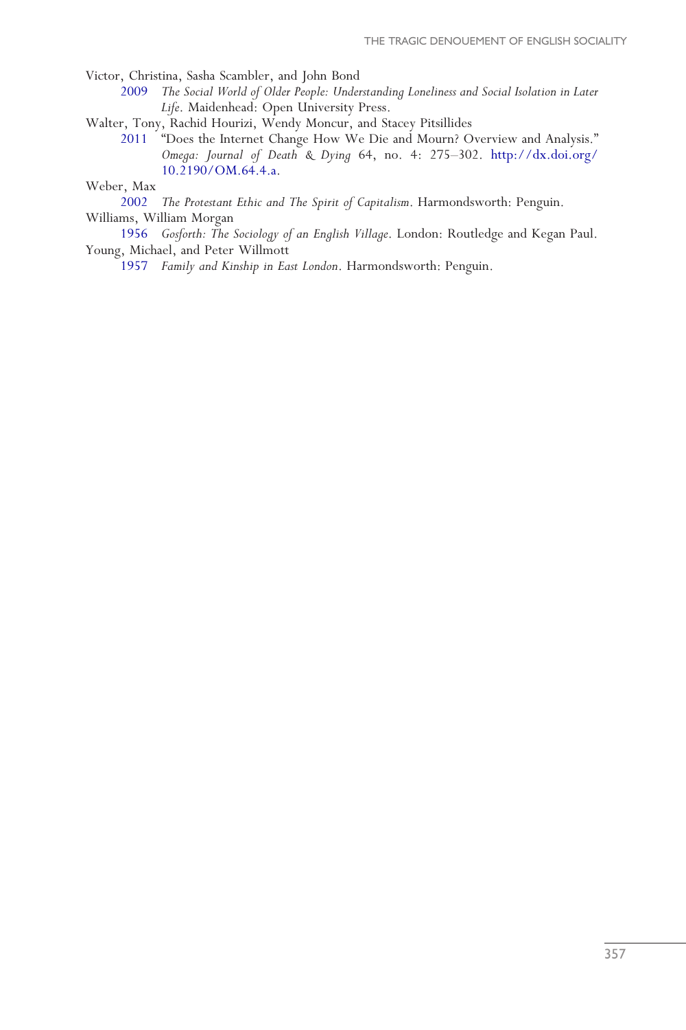Victor, Christina, Sasha Scambler, and John Bond

2009 *The Social World of Older People: Understanding Loneliness and Social Isolation in Later Life*. Maidenhead: Open University Press.

Walter, Tony, Rachid Hourizi, Wendy Moncur, and Stacey Pitsillides

2011 "Does the Internet Change How We Die and Mourn? Overview and Analysis." *Omega: Journal of Death & Dying* 64, no. 4: 275–302. http://dx.doi.org/10.2190/OM.64.4.a.

Weber, Max

2002 *The Protestant Ethic and The Spirit of Capitalism*. Harmondsworth: Penguin.

Williams, William Morgan

1956 *Gosforth: The Sociology of an English Village*. London: Routledge and Kegan Paul.

Young, Michael, and Peter Willmott

1957 *Family and Kinship in East London*. Harmondsworth: Penguin.